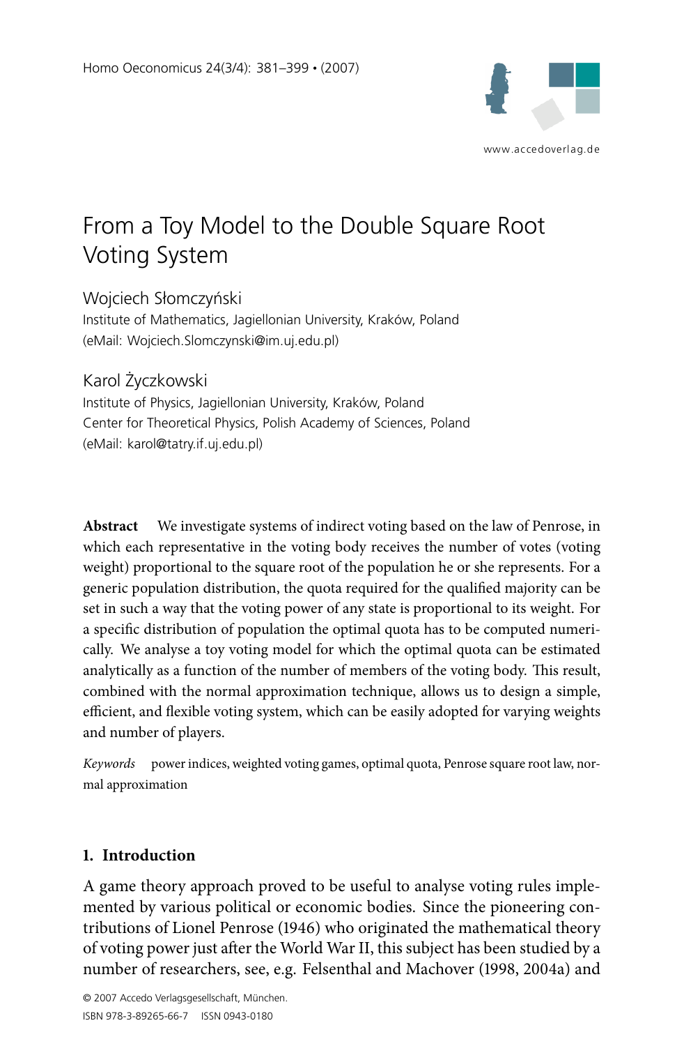# From a Toy Model to the Double Square Root Voting System

Wojciech Słomczyński
Institute of Mathematics, Jagiellonian University, Kraków, Poland
(eMail: Wojciech.Slomczynski@im.uj.edu.pl)

Karol Życzkowski
Institute of Physics, Jagiellonian University, Kraków, Poland
Center for Theoretical Physics, Polish Academy of Sciences, Poland
(eMail: karol@tatry.if.uj.edu.pl)

**Abstract** We investigate systems of indirect voting based on the law of Penrose, in which each representative in the voting body receives the number of votes (voting weight) proportional to the square root of the population he or she represents. For a generic population distribution, the quota required for the qualified majority can be set in such a way that the voting power of any state is proportional to its weight. For a specific distribution of population the optimal quota has to be computed numerically. We analyse a toy voting model for which the optimal quota can be estimated analytically as a function of the number of members of the voting body. This result, combined with the normal approximation technique, allows us to design a simple, efficient, and flexible voting system, which can be easily adopted for varying weights and number of players.

*Keywords* power indices, weighted voting games, optimal quota, Penrose square root law, normal approximation

## 1. Introduction

A game theory approach proved to be useful to analyse voting rules implemented by various political or economic bodies. Since the pioneering contributions of Lionel Penrose (1946) who originated the mathematical theory of voting power just after the World War II, this subject has been studied by a number of researchers, see, e.g. Felsenthal and Machover (1998, 2004a) and

© 2007 Accedo Verlagsgesellschaft, München.
ISBN 978-3-89265-66-7 ISSN 0943-0180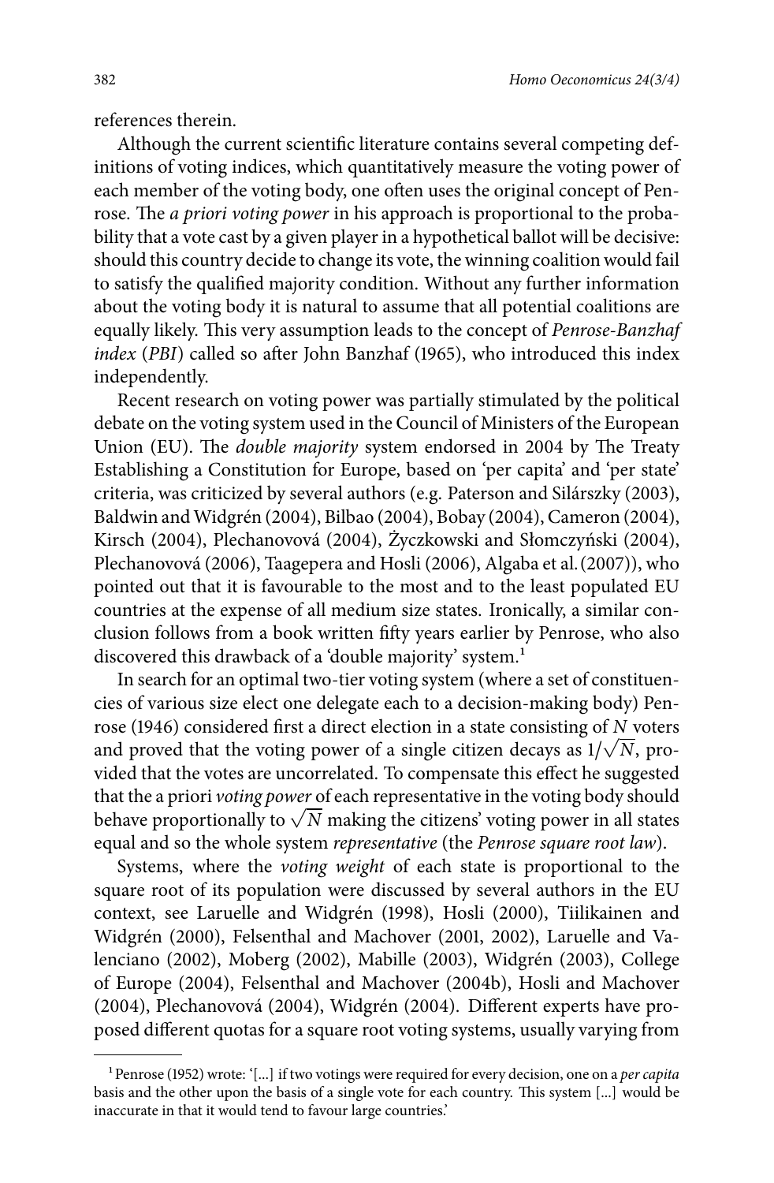references therein.

Although the current scientific literature contains several competing definitions of voting indices, which quantitatively measure the voting power of each member of the voting body, one often uses the original concept of Penrose. The *a priori voting power* in his approach is proportional to the probability that a vote cast by a given player in a hypothetical ballot will be decisive: should this country decide to change its vote, the winning coalition would fail to satisfy the qualified majority condition. Without any further information about the voting body it is natural to assume that all potential coalitions are equally likely. This very assumption leads to the concept of *Penrose-Banzhaf index* (*PBI*) called so after John Banzhaf (1965), who introduced this index independently.

Recent research on voting power was partially stimulated by the political debate on the voting system used in the Council of Ministers of the European Union (EU). The *double majority* system endorsed in 2004 by The Treaty Establishing a Constitution for Europe, based on 'per capita' and 'per state' criteria, was criticized by several authors (e.g. Paterson and Silárszky (2003), Baldwin and Widgrén (2004), Bilbao (2004), Bobay (2004), Cameron (2004), Kirsch (2004), Plechanovová (2004), Życzkowski and Słomczyński (2004), Plechanovová (2006), Taagepera and Hosli (2006), Algaba et al. (2007)), who pointed out that it is favourable to the most and to the least populated EU countries at the expense of all medium size states. Ironically, a similar conclusion follows from a book written fifty years earlier by Penrose, who also discovered this drawback of a 'double majority' system.[1]

In search for an optimal two-tier voting system (where a set of constituencies of various size elect one delegate each to a decision-making body) Penrose (1946) considered first a direct election in a state consisting of $N$ voters and proved that the voting power of a single citizen decays as $1/\sqrt{N}$, provided that the votes are uncorrelated. To compensate this effect he suggested that the a priori *voting power* of each representative in the voting body should behave proportionally to $\sqrt{N}$ making the citizens' voting power in all states equal and so the whole system *representative* (the *Penrose square root law*).

Systems, where the *voting weight* of each state is proportional to the square root of its population were discussed by several authors in the EU context, see Laruelle and Widgrén (1998), Hosli (2000), Tiilikainen and Widgrén (2000), Felsenthal and Machover (2001, 2002), Laruelle and Valenciano (2002), Moberg (2002), Mabille (2003), Widgrén (2003), College of Europe (2004), Felsenthal and Machover (2004b), Hosli and Machover (2004), Plechanovová (2004), Widgrén (2004). Different experts have proposed different quotas for a square root voting systems, usually varying from

[1] Penrose (1952) wrote: '[...] if two votings were required for every decision, one on a *per capita* basis and the other upon the basis of a single vote for each country. This system [...] would be inaccurate in that it would tend to favour large countries.'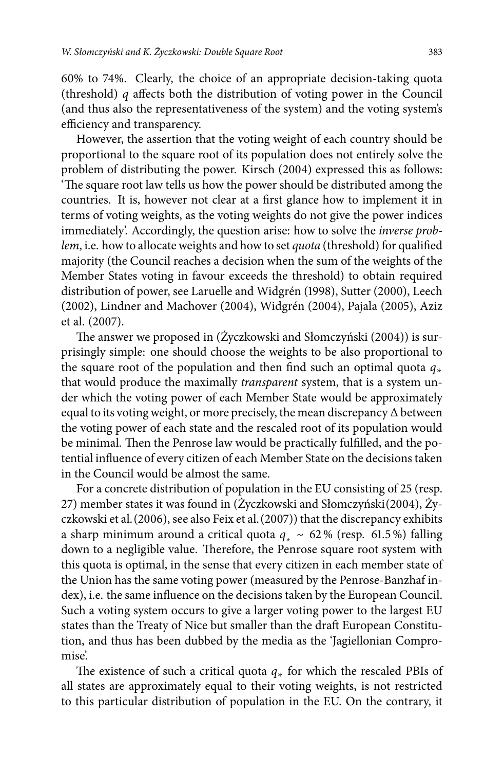60% to 74%. Clearly, the choice of an appropriate decision-taking quota (threshold) $q$ affects both the distribution of voting power in the Council (and thus also the representativeness of the system) and the voting system's efficiency and transparency.

However, the assertion that the voting weight of each country should be proportional to the square root of its population does not entirely solve the problem of distributing the power. Kirsch (2004) expressed this as follows: 'The square root law tells us how the power should be distributed among the countries. It is, however not clear at a first glance how to implement it in terms of voting weights, as the voting weights do not give the power indices immediately'. Accordingly, the question arise: how to solve the *inverse problem*, i.e. how to allocate weights and how to set *quota* (threshold) for qualified majority (the Council reaches a decision when the sum of the weights of the Member States voting in favour exceeds the threshold) to obtain required distribution of power, see Laruelle and Widgrén (1998), Sutter (2000), Leech (2002), Lindner and Machover (2004), Widgrén (2004), Pajala (2005), Aziz et al. (2007).

The answer we proposed in (Życzkowski and Słomczyński (2004)) is surprisingly simple: one should choose the weights to be also proportional to the square root of the population and then find such an optimal quota $q_*$ that would produce the maximally *transparent* system, that is a system under which the voting power of each Member State would be approximately equal to its voting weight, or more precisely, the mean discrepancy $\Delta$ between the voting power of each state and the rescaled root of its population would be minimal. Then the Penrose law would be practically fulfilled, and the potential influence of every citizen of each Member State on the decisions taken in the Council would be almost the same.

For a concrete distribution of population in the EU consisting of 25 (resp. 27) member states it was found in (Życzkowski and Słomczyński(2004), Życzkowski et al.(2006), see also Feix et al.(2007)) that the discrepancy exhibits a sharp minimum around a critical quota $q_* \sim 62\,\%$ (resp. $61.5\,\%$) falling down to a negligible value. Therefore, the Penrose square root system with this quota is optimal, in the sense that every citizen in each member state of the Union has the same voting power (measured by the Penrose-Banzhaf index), i.e. the same influence on the decisions taken by the European Council. Such a voting system occurs to give a larger voting power to the largest EU states than the Treaty of Nice but smaller than the draft European Constitution, and thus has been dubbed by the media as the 'Jagiellonian Compromise'.

The existence of such a critical quota $q_*$ for which the rescaled PBIs of all states are approximately equal to their voting weights, is not restricted to this particular distribution of population in the EU. On the contrary, it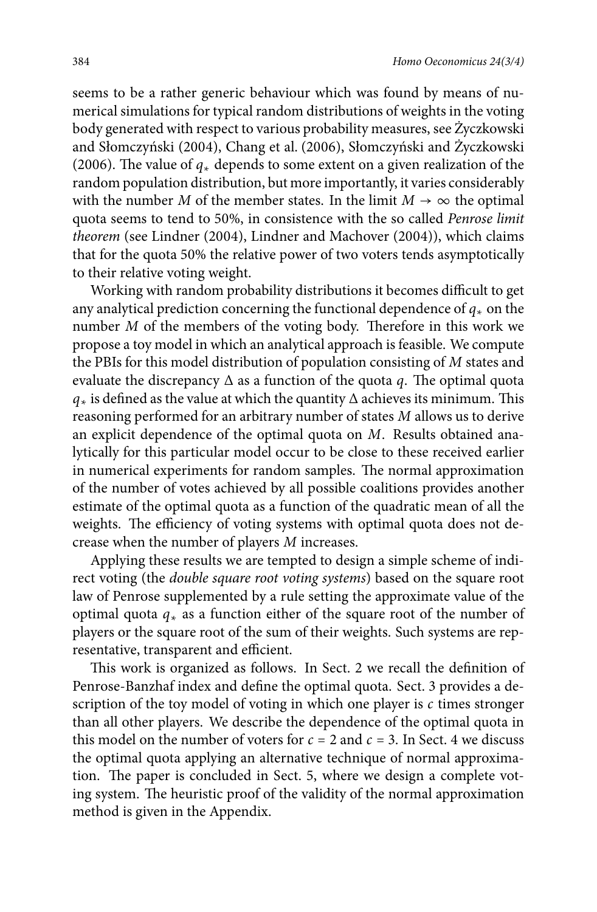seems to be a rather generic behaviour which was found by means of numerical simulations for typical random distributions of weights in the voting body generated with respect to various probability measures, see Życzkowski and Słomczyński (2004), Chang et al. (2006), Słomczyński and Życzkowski (2006). The value of $q_*$ depends to some extent on a given realization of the random population distribution, but more importantly, it varies considerably with the number $M$ of the member states. In the limit $M \to \infty$ the optimal quota seems to tend to 50%, in consistence with the so called *Penrose limit theorem* (see Lindner (2004), Lindner and Machover (2004)), which claims that for the quota 50% the relative power of two voters tends asymptotically to their relative voting weight.

Working with random probability distributions it becomes difficult to get any analytical prediction concerning the functional dependence of $q_*$ on the number $M$ of the members of the voting body. Therefore in this work we propose a toy model in which an analytical approach is feasible. We compute the PBIs for this model distribution of population consisting of $M$ states and evaluate the discrepancy $\Delta$ as a function of the quota $q$. The optimal quota $q_*$ is defined as the value at which the quantity $\Delta$ achieves its minimum. This reasoning performed for an arbitrary number of states $M$ allows us to derive an explicit dependence of the optimal quota on $M$. Results obtained analytically for this particular model occur to be close to these received earlier in numerical experiments for random samples. The normal approximation of the number of votes achieved by all possible coalitions provides another estimate of the optimal quota as a function of the quadratic mean of all the weights. The efficiency of voting systems with optimal quota does not decrease when the number of players $M$ increases.

Applying these results we are tempted to design a simple scheme of indirect voting (the *double square root voting systems*) based on the square root law of Penrose supplemented by a rule setting the approximate value of the optimal quota $q_*$ as a function either of the square root of the number of players or the square root of the sum of their weights. Such systems are representative, transparent and efficient.

This work is organized as follows. In Sect. 2 we recall the definition of Penrose-Banzhaf index and define the optimal quota. Sect. 3 provides a description of the toy model of voting in which one player is $c$ times stronger than all other players. We describe the dependence of the optimal quota in this model on the number of voters for $c = 2$ and $c = 3$. In Sect. 4 we discuss the optimal quota applying an alternative technique of normal approximation. The paper is concluded in Sect. 5, where we design a complete voting system. The heuristic proof of the validity of the normal approximation method is given in the Appendix.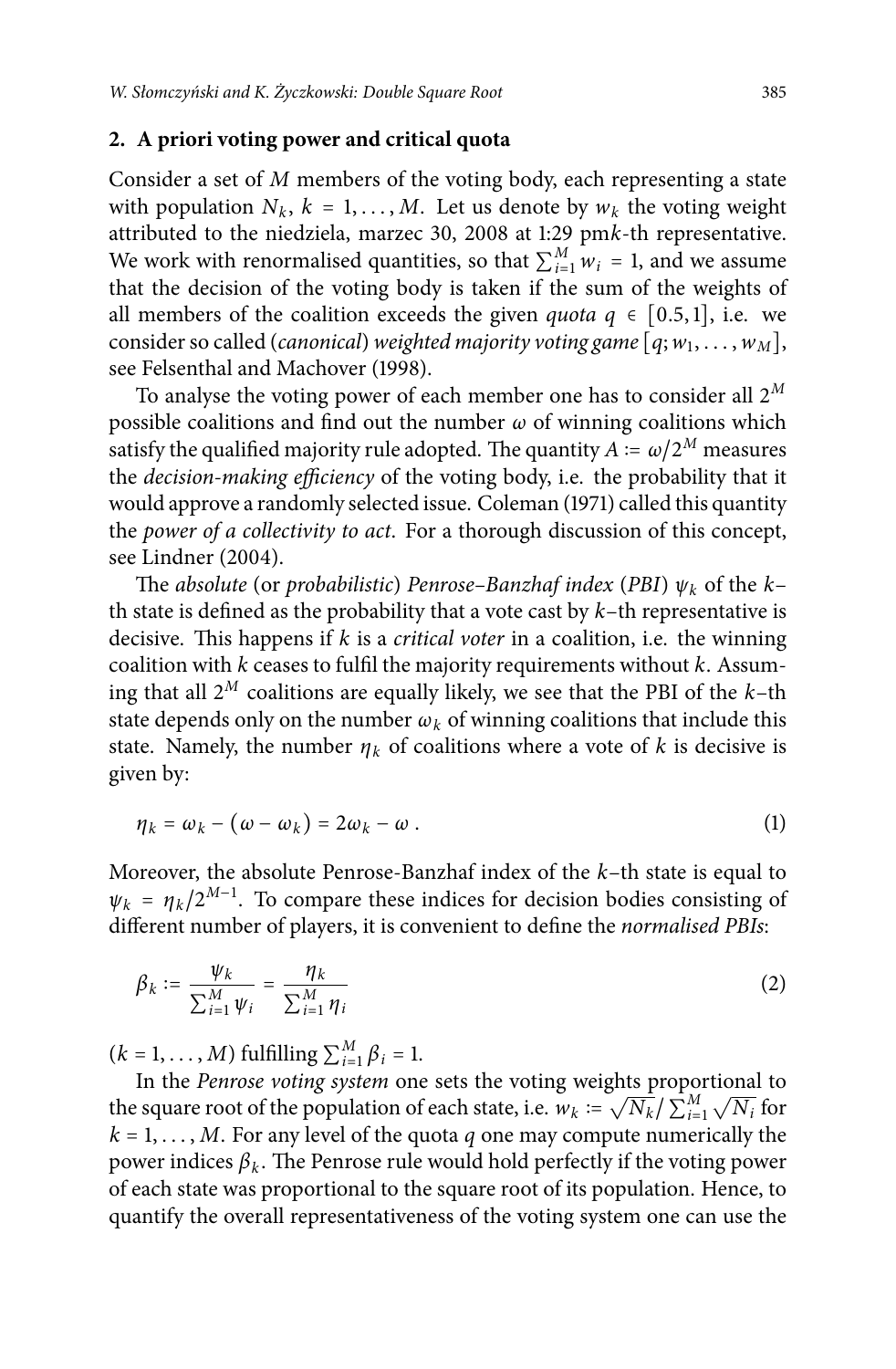## 2. A priori voting power and critical quota

Consider a set of $M$ members of the voting body, each representing a state with population $N_k$, $k = 1, \ldots, M$. Let us denote by $w_k$ the voting weight attributed to the niedziela, marzec 30, 2008 at 1:29 pm$k$-th representative. We work with renormalised quantities, so that $\sum_{i=1}^{M} w_i = 1$, and we assume that the decision of the voting body is taken if the sum of the weights of all members of the coalition exceeds the given *quota* $q \in [0.5, 1]$, i.e. we consider so called (*canonical*) *weighted majority voting game* $[q; w_1, \ldots, w_M]$, see Felsenthal and Machover (1998).

To analyse the voting power of each member one has to consider all $2^M$ possible coalitions and find out the number $\omega$ of winning coalitions which satisfy the qualified majority rule adopted. The quantity $A := \omega / 2^M$ measures the *decision-making efficiency* of the voting body, i.e. the probability that it would approve a randomly selected issue. Coleman (1971) called this quantity the *power of a collectivity to act*. For a thorough discussion of this concept, see Lindner (2004).

The *absolute* (or *probabilistic*) *Penrose–Banzhaf index* (*PBI*) $\psi_k$ of the $k$–th state is defined as the probability that a vote cast by $k$–th representative is decisive. This happens if $k$ is a *critical voter* in a coalition, i.e. the winning coalition with $k$ ceases to fulfil the majority requirements without $k$. Assuming that all $2^M$ coalitions are equally likely, we see that the PBI of the $k$–th state depends only on the number $\omega_k$ of winning coalitions that include this state. Namely, the number $\eta_k$ of coalitions where a vote of $k$ is decisive is given by:

$$\eta_k = \omega_k - (\omega - \omega_k) = 2\omega_k - \omega \,. \tag{1}$$

Moreover, the absolute Penrose-Banzhaf index of the $k$–th state is equal to $\psi_k = \eta_k / 2^{M-1}$. To compare these indices for decision bodies consisting of different number of players, it is convenient to define the *normalised PBIs*:

$$\beta_k := \frac{\psi_k}{\sum_{i=1}^{M} \psi_i} = \frac{\eta_k}{\sum_{i=1}^{M} \eta_i} \tag{2}$$

($k = 1, \ldots, M$) fulfilling $\sum_{i=1}^{M} \beta_i = 1$.

In the *Penrose voting system* one sets the voting weights proportional to the square root of the population of each state, i.e. $w_k := \sqrt{N_k} / \sum_{i=1}^{M} \sqrt{N_i}$ for $k = 1, \ldots, M$. For any level of the quota $q$ one may compute numerically the power indices $\beta_k$. The Penrose rule would hold perfectly if the voting power of each state was proportional to the square root of its population. Hence, to quantify the overall representativeness of the voting system one can use the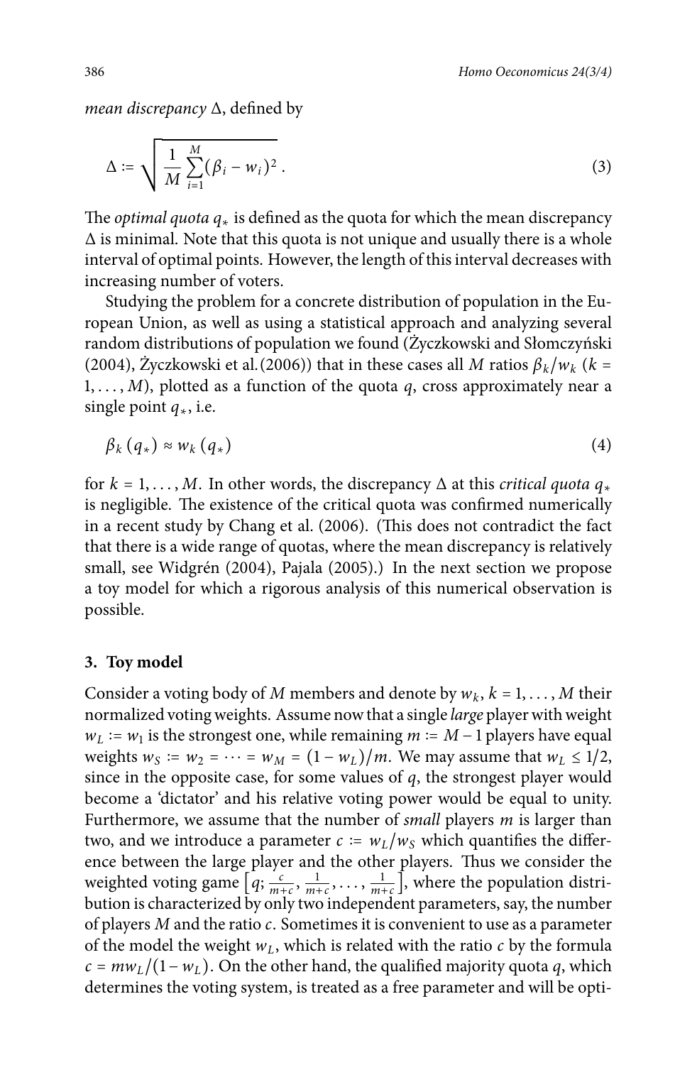*mean discrepancy* $\Delta$, defined by

$$\Delta := \sqrt{\frac{1}{M}\sum_{i=1}^{M}(\beta_i - w_i)^2}\,. \tag{3}$$

The *optimal quota* $q_*$ is defined as the quota for which the mean discrepancy $\Delta$ is minimal. Note that this quota is not unique and usually there is a whole interval of optimal points. However, the length of this interval decreases with increasing number of voters.

Studying the problem for a concrete distribution of population in the European Union, as well as using a statistical approach and analyzing several random distributions of population we found (Życzkowski and Słomczyński (2004), Życzkowski et al. (2006)) that in these cases all $M$ ratios $\beta_k/w_k$ ($k = 1, \ldots, M$), plotted as a function of the quota $q$, cross approximately near a single point $q_*$, i.e.

$$\beta_k\left(q_*\right) \approx w_k\left(q_*\right) \tag{4}$$

for $k = 1, \ldots, M$. In other words, the discrepancy $\Delta$ at this *critical quota* $q_*$ is negligible. The existence of the critical quota was confirmed numerically in a recent study by Chang et al. (2006). (This does not contradict the fact that there is a wide range of quotas, where the mean discrepancy is relatively small, see Widgrén (2004), Pajala (2005).) In the next section we propose a toy model for which a rigorous analysis of this numerical observation is possible.

## 3. Toy model

Consider a voting body of $M$ members and denote by $w_k$, $k = 1, \ldots, M$ their normalized voting weights. Assume now that a single *large* player with weight $w_L := w_1$ is the strongest one, while remaining $m := M - 1$ players have equal weights $w_S := w_2 = \cdots = w_M = (1 - w_L)/m$. We may assume that $w_L \leq 1/2$, since in the opposite case, for some values of $q$, the strongest player would become a 'dictator' and his relative voting power would be equal to unity. Furthermore, we assume that the number of *small* players $m$ is larger than two, and we introduce a parameter $c := w_L/w_S$ which quantifies the difference between the large player and the other players. Thus we consider the weighted voting game $\left[q; \frac{c}{m+c}, \frac{1}{m+c}, \ldots, \frac{1}{m+c}\right]$, where the population distribution is characterized by only two independent parameters, say, the number of players $M$ and the ratio $c$. Sometimes it is convenient to use as a parameter of the model the weight $w_L$, which is related with the ratio $c$ by the formula $c = mw_L/(1 - w_L)$. On the other hand, the qualified majority quota $q$, which determines the voting system, is treated as a free parameter and will be opti-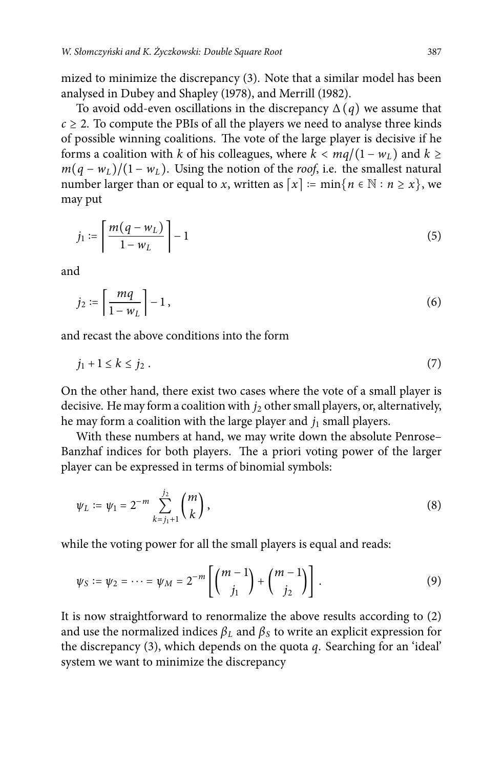mized to minimize the discrepancy (3). Note that a similar model has been analysed in Dubey and Shapley (1978), and Merrill (1982).

To avoid odd-even oscillations in the discrepancy $\Delta(q)$ we assume that $c \geq 2$. To compute the PBIs of all the players we need to analyse three kinds of possible winning coalitions. The vote of the large player is decisive if he forms a coalition with $k$ of his colleagues, where $k < mq/(1 - w_L)$ and $k \geq m(q - w_L)/(1 - w_L)$. Using the notion of the *roof*, i.e. the smallest natural number larger than or equal to $x$, written as $\lceil x \rceil := \min\{n \in \mathbb{N} : n \geq x\}$, we may put

$$j_1 := \left\lceil \frac{m(q - w_L)}{1 - w_L} \right\rceil - 1 \tag{5}$$

and

$$j_2 := \left\lceil \frac{mq}{1 - w_L} \right\rceil - 1 \,, \tag{6}$$

and recast the above conditions into the form

$$j_1 + 1 \leq k \leq j_2 \,. \tag{7}$$

On the other hand, there exist two cases where the vote of a small player is decisive. He may form a coalition with $j_2$ other small players, or, alternatively, he may form a coalition with the large player and $j_1$ small players.

With these numbers at hand, we may write down the absolute Penrose–Banzhaf indices for both players. The a priori voting power of the larger player can be expressed in terms of binomial symbols:

$$\psi_L := \psi_1 = 2^{-m} \sum_{k=j_1+1}^{j_2} \binom{m}{k} \,, \tag{8}$$

while the voting power for all the small players is equal and reads:

$$\psi_S := \psi_2 = \cdots = \psi_M = 2^{-m} \left[ \binom{m-1}{j_1} + \binom{m-1}{j_2} \right] \,. \tag{9}$$

It is now straightforward to renormalize the above results according to (2) and use the normalized indices $\beta_L$ and $\beta_S$ to write an explicit expression for the discrepancy (3), which depends on the quota $q$. Searching for an 'ideal' system we want to minimize the discrepancy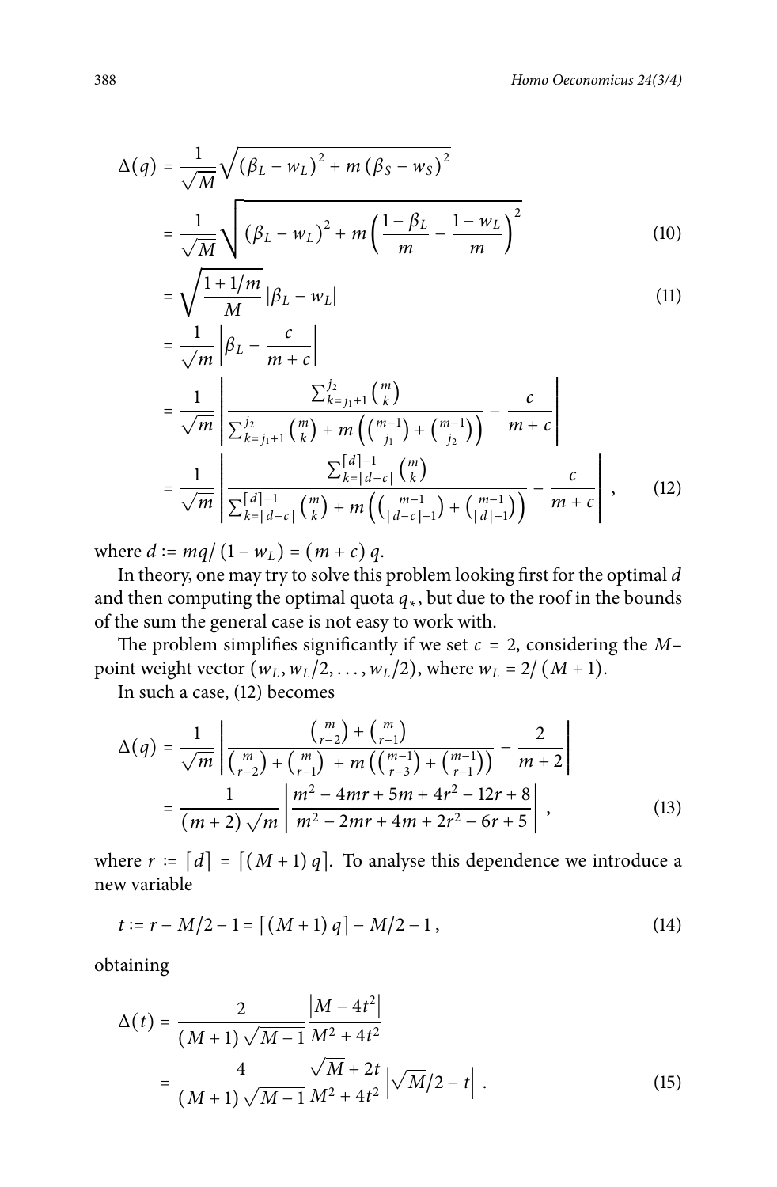$$
\begin{aligned}
\Delta(q) &= \frac{1}{\sqrt{M}}\sqrt{\left(\beta_L - w_L\right)^2 + m\left(\beta_S - w_S\right)^2} \\
&= \frac{1}{\sqrt{M}}\sqrt{\left(\beta_L - w_L\right)^2 + m\left(\frac{1-\beta_L}{m} - \frac{1-w_L}{m}\right)^2} \qquad (10)\\
&= \sqrt{\frac{1+1/m}{M}}\left|\beta_L - w_L\right| \qquad (11)\\
&= \frac{1}{\sqrt{m}}\left|\beta_L - \frac{c}{m+c}\right| \\
&= \frac{1}{\sqrt{m}}\left|\frac{\sum_{k=j_1+1}^{j_2}\binom{m}{k}}{\sum_{k=j_1+1}^{j_2}\binom{m}{k} + m\left(\binom{m-1}{j_1} + \binom{m-1}{j_2}\right)} - \frac{c}{m+c}\right| \\
&= \frac{1}{\sqrt{m}}\left|\frac{\sum_{k=\lceil d-c\rceil}^{\lceil d\rceil -1}\binom{m}{k}}{\sum_{k=\lceil d-c\rceil}^{\lceil d\rceil -1}\binom{m}{k} + m\left(\binom{m-1}{\lceil d-c\rceil -1} + \binom{m-1}{\lceil d\rceil -1}\right)} - \frac{c}{m+c}\right|\,, \qquad (12)
\end{aligned}
$$

where $d := mq/\left(1 - w_L\right) = \left(m + c\right)q$.

In theory, one may try to solve this problem looking first for the optimal $d$ and then computing the optimal quota $q_*$, but due to the roof in the bounds of the sum the general case is not easy to work with.

The problem simplifies significantly if we set $c = 2$, considering the $M$–point weight vector $\left(w_L, w_L/2, \ldots, w_L/2\right)$, where $w_L = 2/\left(M+1\right)$.

In such a case, (12) becomes

$$
\begin{aligned}
\Delta(q) &= \frac{1}{\sqrt{m}}\left|\frac{\binom{m}{r-2} + \binom{m}{r-1}}{\binom{m}{r-2} + \binom{m}{r-1} + m\left(\binom{m-1}{r-3} + \binom{m-1}{r-1}\right)} - \frac{2}{m+2}\right| \\
&= \frac{1}{\left(m+2\right)\sqrt{m}}\left|\frac{m^2 - 4mr + 5m + 4r^2 - 12r + 8}{m^2 - 2mr + 4m + 2r^2 - 6r + 5}\right|\,, \qquad (13)
\end{aligned}
$$

where $r := \lceil d\rceil = \lceil\left(M+1\right)q\rceil$. To analyse this dependence we introduce a new variable

$$
t := r - M/2 - 1 = \lceil\left(M+1\right)q\rceil - M/2 - 1\,, \qquad (14)
$$

obtaining

$$
\begin{aligned}
\Delta(t) &= \frac{2}{\left(M+1\right)\sqrt{M-1}}\frac{\left|M - 4t^2\right|}{M^2 + 4t^2} \\
&= \frac{4}{\left(M+1\right)\sqrt{M-1}}\frac{\sqrt{M} + 2t}{M^2 + 4t^2}\left|\sqrt{M}/2 - t\right|\,. \qquad (15)
\end{aligned}
$$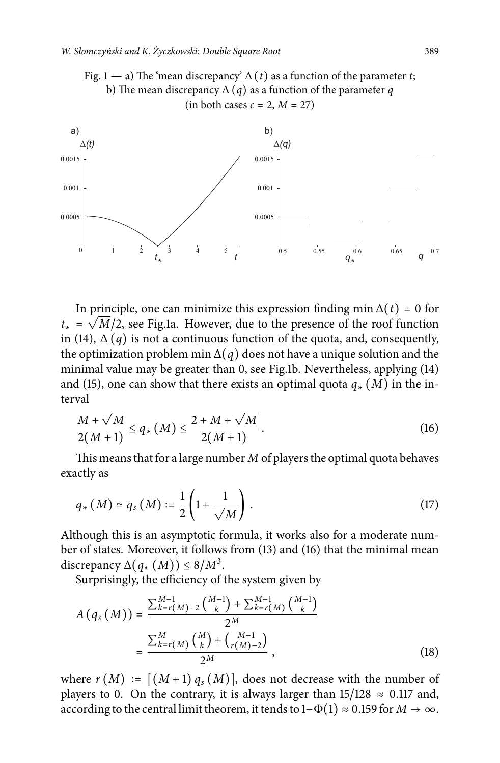Fig. 1 — a) The 'mean discrepancy' $\Delta(t)$ as a function of the parameter $t$;
b) The mean discrepancy $\Delta(q)$ as a function of the parameter $q$
(in both cases $c = 2$, $M = 27$)

a)

$\Delta(t)$

0.0015

0.001

0.0005

0

1 2 3 4 5

$t_*$ $t$

b)

$\Delta(q)$

0.0015

0.001

0.0005

0.5 0.55 0.6 0.65 0.7

$q_*$ $q$

In principle, one can minimize this expression finding $\min \Delta(t) = 0$ for $t_* = \sqrt{M}/2$, see Fig.1a. However, due to the presence of the roof function in (14), $\Delta(q)$ is not a continuous function of the quota, and, consequently, the optimization problem $\min \Delta(q)$ does not have a unique solution and the minimal value may be greater than 0, see Fig.1b. Nevertheless, applying (14) and (15), one can show that there exists an optimal quota $q_*(M)$ in the interval

$$\frac{M + \sqrt{M}}{2(M+1)} \leq q_*(M) \leq \frac{2 + M + \sqrt{M}}{2(M+1)} \, . \tag{16}$$

This means that for a large number $M$ of players the optimal quota behaves exactly as

$$q_*(M) \simeq q_s(M) := \frac{1}{2}\left(1 + \frac{1}{\sqrt{M}}\right) . \tag{17}$$

Although this is an asymptotic formula, it works also for a moderate number of states. Moreover, it follows from (13) and (16) that the minimal mean discrepancy $\Delta(q_*(M)) \leq 8/M^3$.

Surprisingly, the efficiency of the system given by

$$\begin{aligned} A(q_s(M)) &= \frac{\sum_{k=r(M)-2}^{M-1} \binom{M-1}{k} + \sum_{k=r(M)}^{M-1} \binom{M-1}{k}}{2^M} \\ &= \frac{\sum_{k=r(M)}^{M} \binom{M}{k} + \binom{M-1}{r(M)-2}}{2^M} \, , \end{aligned} \tag{18}$$

where $r(M) := \lceil (M+1)\, q_s(M) \rceil$, does not decrease with the number of players to 0. On the contrary, it is always larger than $15/128 \approx 0.117$ and, according to the central limit theorem, it tends to $1 - \Phi(1) \approx 0.159$ for $M \to \infty$.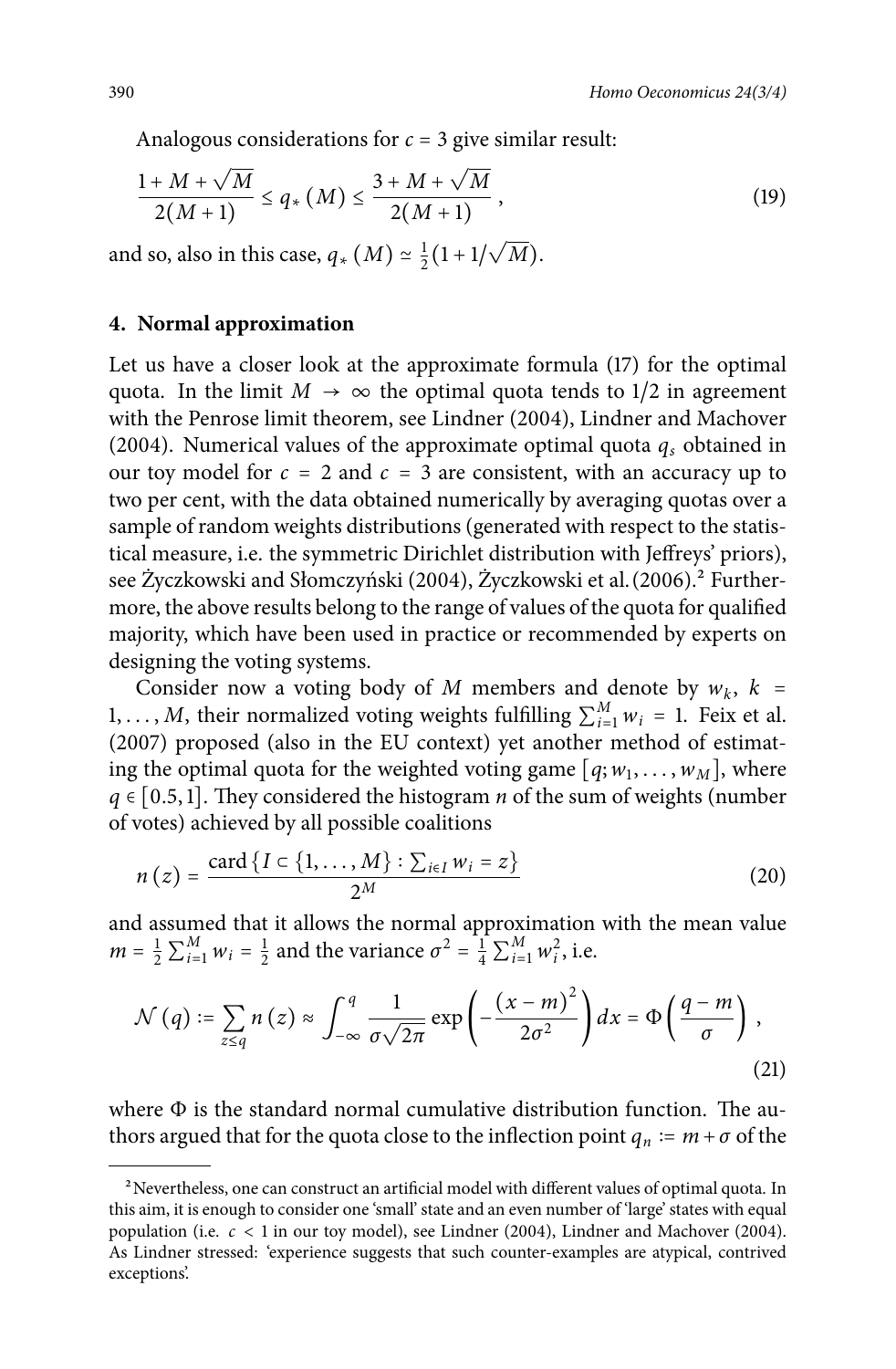Analogous considerations for $c = 3$ give similar result:

$$
\frac{1 + M + \sqrt{M}}{2(M+1)} \leq q_* (M) \leq \frac{3 + M + \sqrt{M}}{2(M+1)} , \tag{19}
$$

and so, also in this case, $q_* (M) \simeq \frac{1}{2}(1 + 1/\sqrt{M})$.

## 4. Normal approximation

Let us have a closer look at the approximate formula (17) for the optimal quota. In the limit $M \to \infty$ the optimal quota tends to 1/2 in agreement with the Penrose limit theorem, see Lindner (2004), Lindner and Machover (2004). Numerical values of the approximate optimal quota $q_s$ obtained in our toy model for $c = 2$ and $c = 3$ are consistent, with an accuracy up to two per cent, with the data obtained numerically by averaging quotas over a sample of random weights distributions (generated with respect to the statistical measure, i.e. the symmetric Dirichlet distribution with Jeffreys' priors), see Życzkowski and Słomczyński (2004), Życzkowski et al. (2006).[2] Furthermore, the above results belong to the range of values of the quota for qualified majority, which have been used in practice or recommended by experts on designing the voting systems.

Consider now a voting body of $M$ members and denote by $w_k$, $k = 1, \ldots, M$, their normalized voting weights fulfilling $\sum_{i=1}^{M} w_i = 1$. Feix et al. (2007) proposed (also in the EU context) yet another method of estimating the optimal quota for the weighted voting game $[q; w_1, \ldots, w_M]$, where $q \in [0.5, 1]$. They considered the histogram $n$ of the sum of weights (number of votes) achieved by all possible coalitions

$$
n(z) = \frac{\text{card}\left\{I \subset \{1, \ldots, M\} : \sum_{i \in I} w_i = z\right\}}{2^M} \tag{20}
$$

and assumed that it allows the normal approximation with the mean value $m = \frac{1}{2}\sum_{i=1}^{M} w_i = \frac{1}{2}$ and the variance $\sigma^2 = \frac{1}{4}\sum_{i=1}^{M} w_i^2$, i.e.

$$
\mathcal{N}(q) := \sum_{z \leq q} n(z) \approx \int_{-\infty}^{q} \frac{1}{\sigma\sqrt{2\pi}} \exp\left(-\frac{(x-m)^2}{2\sigma^2}\right) dx = \Phi\left(\frac{q-m}{\sigma}\right) , \tag{21}
$$

where $\Phi$ is the standard normal cumulative distribution function. The authors argued that for the quota close to the inflection point $q_n := m + \sigma$ of the

[2] Nevertheless, one can construct an artificial model with different values of optimal quota. In this aim, it is enough to consider one 'small' state and an even number of 'large' states with equal population (i.e. $c < 1$ in our toy model), see Lindner (2004), Lindner and Machover (2004). As Lindner stressed: 'experience suggests that such counter-examples are atypical, contrived exceptions'.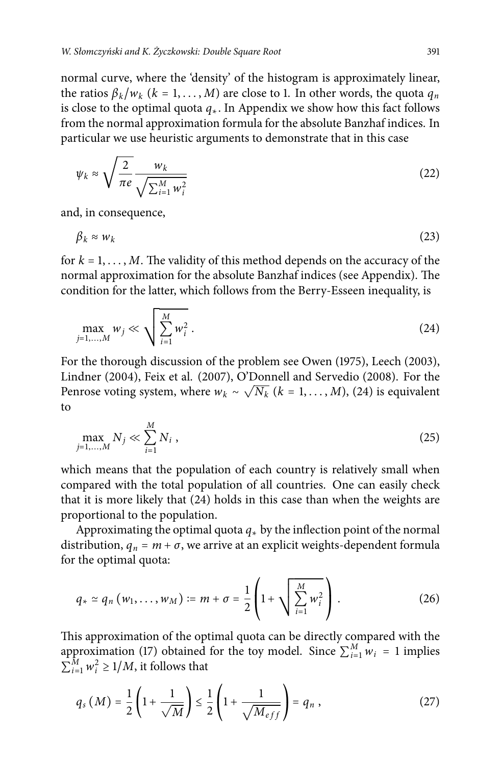normal curve, where the 'density' of the histogram is approximately linear, the ratios $\beta_k / w_k$ ($k = 1, \ldots, M$) are close to 1. In other words, the quota $q_n$ is close to the optimal quota $q_*$. In Appendix we show how this fact follows from the normal approximation formula for the absolute Banzhaf indices. In particular we use heuristic arguments to demonstrate that in this case

$$\psi_k \approx \sqrt{\frac{2}{\pi e}} \frac{w_k}{\sqrt{\sum_{i=1}^{M} w_i^2}} \tag{22}$$

and, in consequence,

$$\beta_k \approx w_k \tag{23}$$

for $k = 1, \ldots, M$. The validity of this method depends on the accuracy of the normal approximation for the absolute Banzhaf indices (see Appendix). The condition for the latter, which follows from the Berry-Esseen inequality, is

$$\max_{j=1,\ldots,M} w_j \ll \sqrt{\sum_{i=1}^{M} w_i^2} \, . \tag{24}$$

For the thorough discussion of the problem see Owen (1975), Leech (2003), Lindner (2004), Feix et al. (2007), O'Donnell and Servedio (2008). For the Penrose voting system, where $w_k \sim \sqrt{N_k}$ ($k = 1, \ldots, M$), (24) is equivalent to

$$\max_{j=1,\ldots,M} N_j \ll \sum_{i=1}^{M} N_i \, , \tag{25}$$

which means that the population of each country is relatively small when compared with the total population of all countries. One can easily check that it is more likely that (24) holds in this case than when the weights are proportional to the population.

Approximating the optimal quota $q_*$ by the inflection point of the normal distribution, $q_n = m + \sigma$, we arrive at an explicit weights-dependent formula for the optimal quota:

$$q_* \simeq q_n (w_1, \ldots, w_M) := m + \sigma = \frac{1}{2} \left( 1 + \sqrt{\sum_{i=1}^{M} w_i^2} \right) . \tag{26}$$

This approximation of the optimal quota can be directly compared with the approximation (17) obtained for the toy model. Since $\sum_{i=1}^{M} w_i = 1$ implies $\sum_{i=1}^{M} w_i^2 \geq 1/M$, it follows that

$$q_s (M) = \frac{1}{2} \left( 1 + \frac{1}{\sqrt{M}} \right) \leq \frac{1}{2} \left( 1 + \frac{1}{\sqrt{M_{eff}}} \right) = q_n \, , \tag{27}$$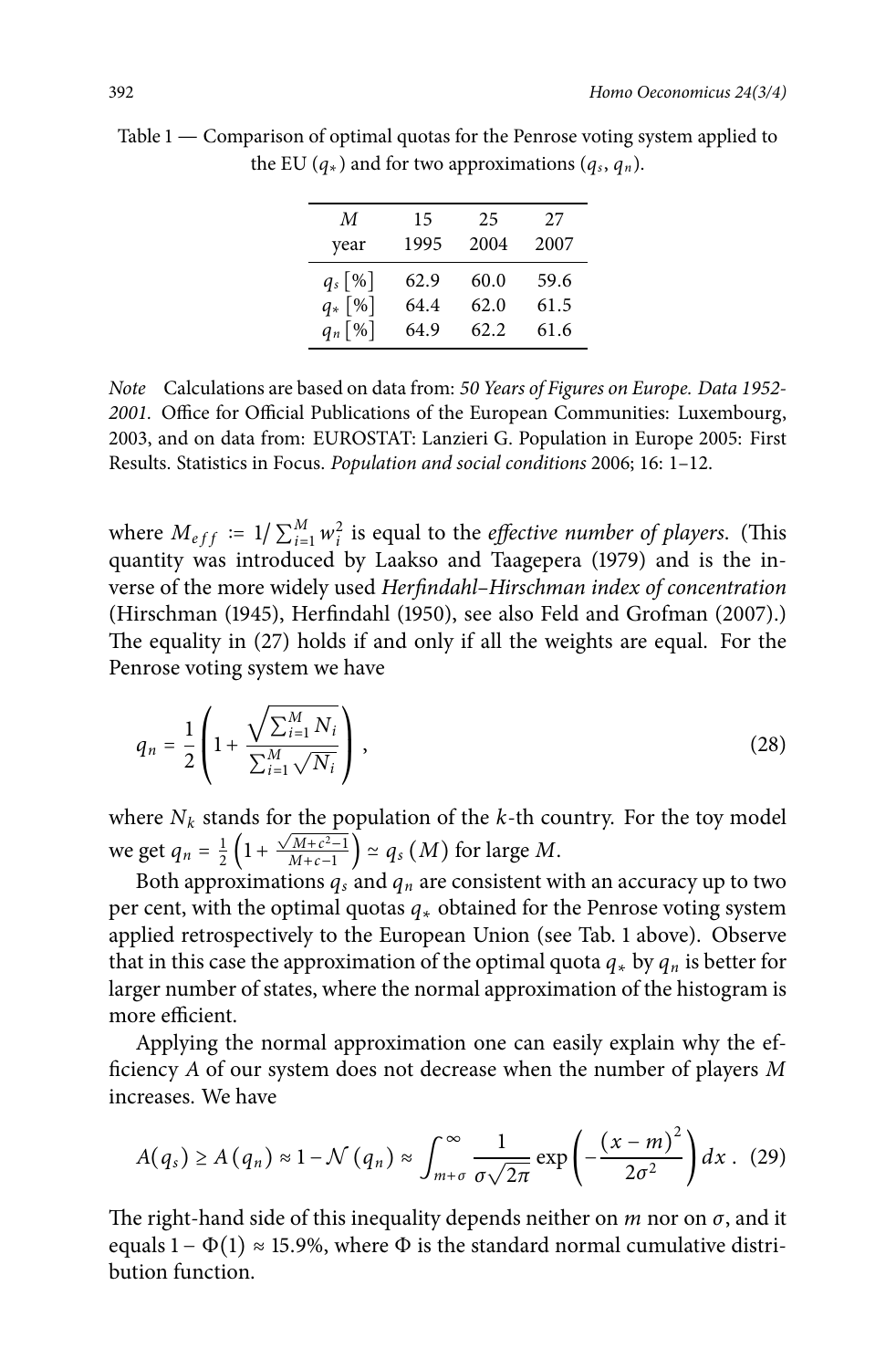Table 1 — Comparison of optimal quotas for the Penrose voting system applied to the EU ($q_*$) and for two approximations ($q_s$, $q_n$).

| $M$ | 15 | 25 | 27 |
|---|---|---|---|
| year | 1995 | 2004 | 2007 |
| $q_s$ [%] | 62.9 | 60.0 | 59.6 |
| $q_*$ [%] | 64.4 | 62.0 | 61.5 |
| $q_n$ [%] | 64.9 | 62.2 | 61.6 |

*Note* Calculations are based on data from: *50 Years of Figures on Europe. Data 1952-2001.* Office for Official Publications of the European Communities: Luxembourg, 2003, and on data from: EUROSTAT: Lanzieri G. Population in Europe 2005: First Results. Statistics in Focus. *Population and social conditions* 2006; 16: 1–12.

where $M_{eff} := 1/\sum_{i=1}^{M} w_i^2$ is equal to the *effective number of players*. (This quantity was introduced by Laakso and Taagepera (1979) and is the inverse of the more widely used *Herfindahl–Hirschman index of concentration* (Hirschman (1945), Herfindahl (1950), see also Feld and Grofman (2007).) The equality in (27) holds if and only if all the weights are equal. For the Penrose voting system we have

$$q_n = \frac{1}{2}\left(1 + \frac{\sqrt{\sum_{i=1}^{M} N_i}}{\sum_{i=1}^{M} \sqrt{N_i}}\right), \tag{28}$$

where $N_k$ stands for the population of the $k$-th country. For the toy model we get $q_n = \frac{1}{2}\left(1 + \frac{\sqrt{M+c^2-1}}{M+c-1}\right) \simeq q_s(M)$ for large $M$.

Both approximations $q_s$ and $q_n$ are consistent with an accuracy up to two per cent, with the optimal quotas $q_*$ obtained for the Penrose voting system applied retrospectively to the European Union (see Tab. 1 above). Observe that in this case the approximation of the optimal quota $q_*$ by $q_n$ is better for larger number of states, where the normal approximation of the histogram is more efficient.

Applying the normal approximation one can easily explain why the efficiency $A$ of our system does not decrease when the number of players $M$ increases. We have

$$A(q_s) \geq A(q_n) \approx 1 - \mathcal{N}(q_n) \approx \int_{m+\sigma}^{\infty} \frac{1}{\sigma\sqrt{2\pi}} \exp\left(-\frac{(x-m)^2}{2\sigma^2}\right) dx\,. \tag{29}$$

The right-hand side of this inequality depends neither on $m$ nor on $\sigma$, and it equals $1 - \Phi(1) \approx 15.9\%$, where $\Phi$ is the standard normal cumulative distribution function.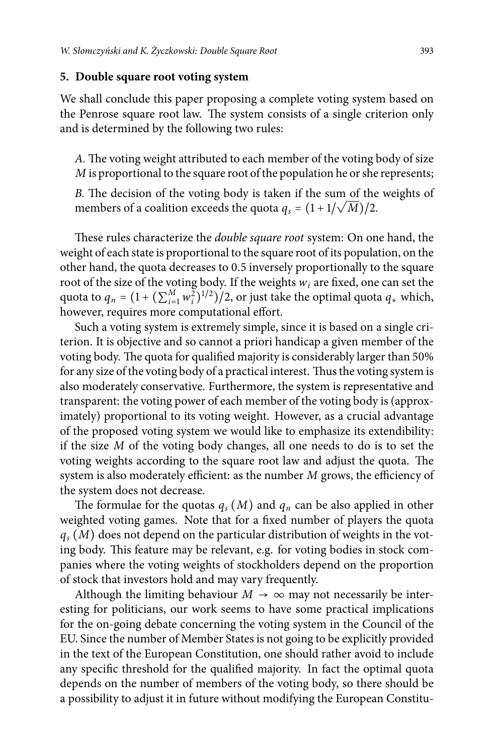## 5. Double square root voting system

We shall conclude this paper proposing a complete voting system based on the Penrose square root law. The system consists of a single criterion only and is determined by the following two rules:

*A*. The voting weight attributed to each member of the voting body of size $M$ is proportional to the square root of the population he or she represents;

*B*. The decision of the voting body is taken if the sum of the weights of members of a coalition exceeds the quota $q_s = (1 + 1/\sqrt{M})/2$.

These rules characterize the *double square root* system: On one hand, the weight of each state is proportional to the square root of its population, on the other hand, the quota decreases to 0.5 inversely proportionally to the square root of the size of the voting body. If the weights $w_i$ are fixed, one can set the quota to $q_n = (1 + (\sum_{i=1}^{M} w_i^2)^{1/2})/2$, or just take the optimal quota $q_*$ which, however, requires more computational effort.

Such a voting system is extremely simple, since it is based on a single criterion. It is objective and so cannot a priori handicap a given member of the voting body. The quota for qualified majority is considerably larger than 50% for any size of the voting body of a practical interest. Thus the voting system is also moderately conservative. Furthermore, the system is representative and transparent: the voting power of each member of the voting body is (approximately) proportional to its voting weight. However, as a crucial advantage of the proposed voting system we would like to emphasize its extendibility: if the size $M$ of the voting body changes, all one needs to do is to set the voting weights according to the square root law and adjust the quota. The system is also moderately efficient: as the number $M$ grows, the efficiency of the system does not decrease.

The formulae for the quotas $q_s(M)$ and $q_n$ can be also applied in other weighted voting games. Note that for a fixed number of players the quota $q_s(M)$ does not depend on the particular distribution of weights in the voting body. This feature may be relevant, e.g. for voting bodies in stock companies where the voting weights of stockholders depend on the proportion of stock that investors hold and may vary frequently.

Although the limiting behaviour $M \to \infty$ may not necessarily be interesting for politicians, our work seems to have some practical implications for the on-going debate concerning the voting system in the Council of the EU. Since the number of Member States is not going to be explicitly provided in the text of the European Constitution, one should rather avoid to include any specific threshold for the qualified majority. In fact the optimal quota depends on the number of members of the voting body, so there should be a possibility to adjust it in future without modifying the European Constitu-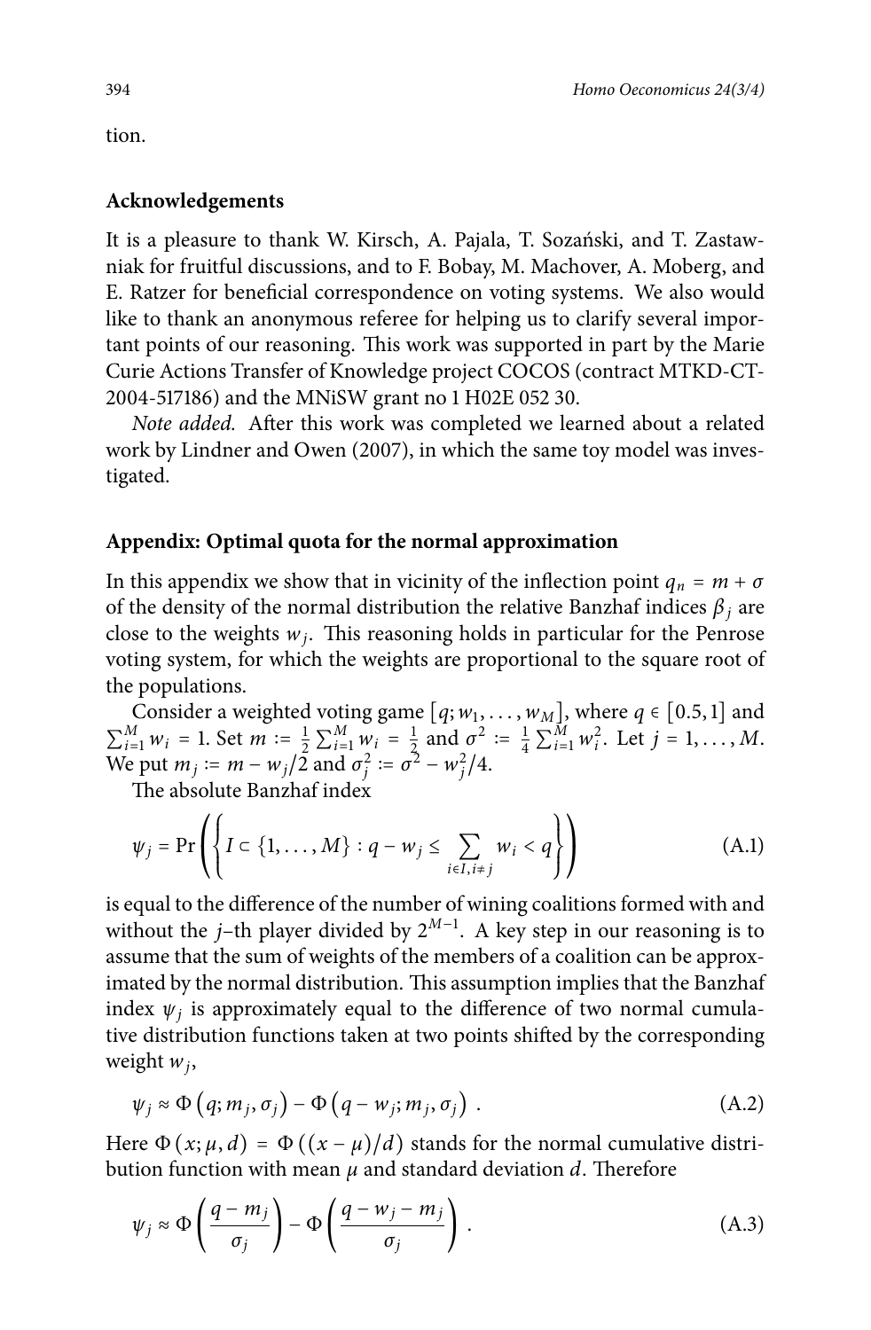tion.

## Acknowledgements

It is a pleasure to thank W. Kirsch, A. Pajala, T. Sozański, and T. Zastawniak for fruitful discussions, and to F. Bobay, M. Machover, A. Moberg, and E. Ratzer for beneficial correspondence on voting systems. We also would like to thank an anonymous referee for helping us to clarify several important points of our reasoning. This work was supported in part by the Marie Curie Actions Transfer of Knowledge project COCOS (contract MTKD-CT-2004-517186) and the MNiSW grant no 1 H02E 052 30.

*Note added.* After this work was completed we learned about a related work by Lindner and Owen (2007), in which the same toy model was investigated.

## Appendix: Optimal quota for the normal approximation

In this appendix we show that in vicinity of the inflection point $q_n = m + \sigma$ of the density of the normal distribution the relative Banzhaf indices $\beta_j$ are close to the weights $w_j$. This reasoning holds in particular for the Penrose voting system, for which the weights are proportional to the square root of the populations.

Consider a weighted voting game $[q; w_1, \ldots, w_M]$, where $q \in [0.5, 1]$ and $\sum_{i=1}^{M} w_i = 1$. Set $m := \frac{1}{2}\sum_{i=1}^{M} w_i = \frac{1}{2}$ and $\sigma^2 := \frac{1}{4}\sum_{i=1}^{M} w_i^2$. Let $j = 1, \ldots, M$. We put $m_j := m - w_j/2$ and $\sigma_j^2 := \sigma^2 - w_j^2/4$.

The absolute Banzhaf index

$$\psi_j = \Pr\left(\left\{I \subset \{1, \ldots, M\} : q - w_j \leq \sum_{i \in I, i \neq j} w_i < q\right\}\right) \tag{A.1}$$

is equal to the difference of the number of wining coalitions formed with and without the $j$–th player divided by $2^{M-1}$. A key step in our reasoning is to assume that the sum of weights of the members of a coalition can be approximated by the normal distribution. This assumption implies that the Banzhaf index $\psi_j$ is approximately equal to the difference of two normal cumulative distribution functions taken at two points shifted by the corresponding weight $w_j$,

$$\psi_j \approx \Phi\left(q; m_j, \sigma_j\right) - \Phi\left(q - w_j; m_j, \sigma_j\right) . \tag{A.2}$$

Here $\Phi(x; \mu, d) = \Phi((x - \mu)/d)$ stands for the normal cumulative distribution function with mean $\mu$ and standard deviation $d$. Therefore

$$\psi_j \approx \Phi\left(\frac{q - m_j}{\sigma_j}\right) - \Phi\left(\frac{q - w_j - m_j}{\sigma_j}\right) . \tag{A.3}$$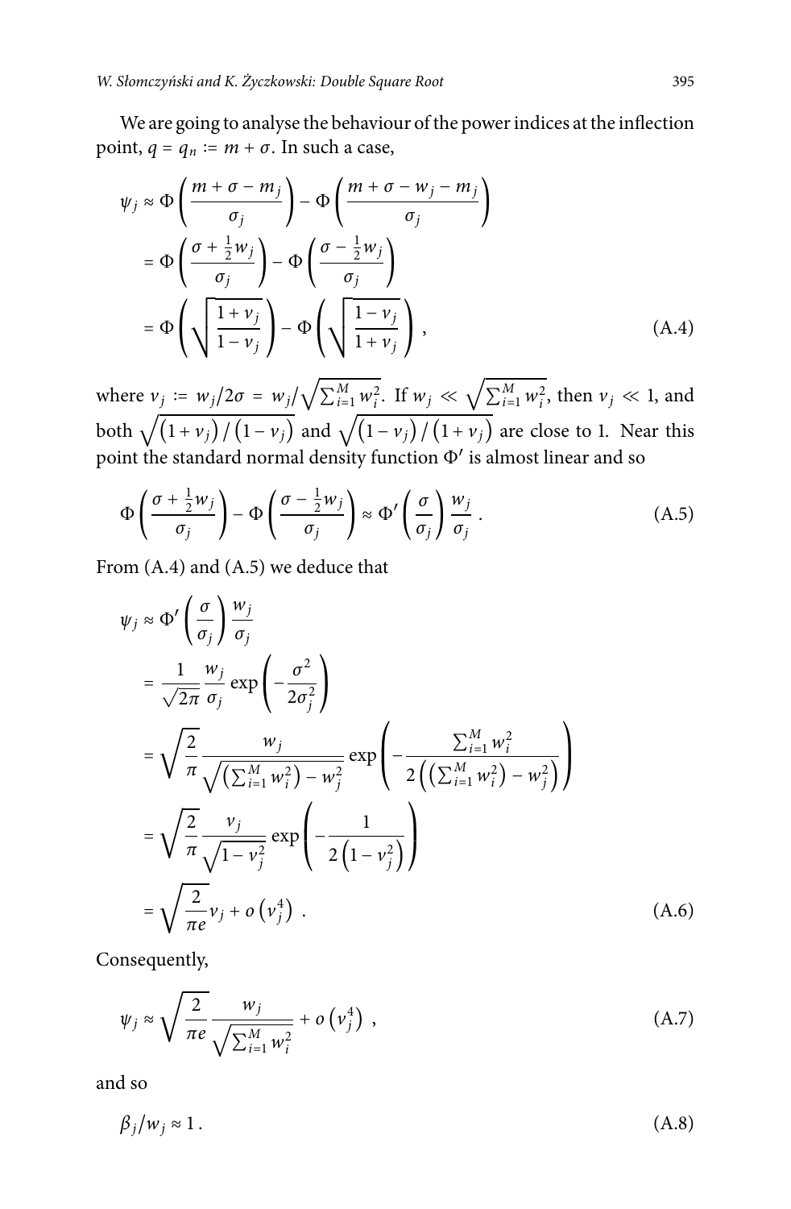We are going to analyse the behaviour of the power indices at the inflection point, $q = q_n := m + \sigma$. In such a case,

$$
\begin{aligned}
\psi_j &\approx \Phi\left(\frac{m + \sigma - m_j}{\sigma_j}\right) - \Phi\left(\frac{m + \sigma - w_j - m_j}{\sigma_j}\right) \\
&= \Phi\left(\frac{\sigma + \frac{1}{2}w_j}{\sigma_j}\right) - \Phi\left(\frac{\sigma - \frac{1}{2}w_j}{\sigma_j}\right) \\
&= \Phi\left(\sqrt{\frac{1 + v_j}{1 - v_j}}\right) - \Phi\left(\sqrt{\frac{1 - v_j}{1 + v_j}}\right) ,
\end{aligned}
\tag{A.4}
$$

where $v_j := w_j/2\sigma = w_j/\sqrt{\sum_{i=1}^{M} w_i^2}$. If $w_j \ll \sqrt{\sum_{i=1}^{M} w_i^2}$, then $v_j \ll 1$, and both $\sqrt{(1 + v_j)/(1 - v_j)}$ and $\sqrt{(1 - v_j)/(1 + v_j)}$ are close to 1. Near this point the standard normal density function $\Phi'$ is almost linear and so

$$
\Phi\left(\frac{\sigma + \frac{1}{2}w_j}{\sigma_j}\right) - \Phi\left(\frac{\sigma - \frac{1}{2}w_j}{\sigma_j}\right) \approx \Phi'\left(\frac{\sigma}{\sigma_j}\right)\frac{w_j}{\sigma_j} . \tag{A.5}
$$

From (A.4) and (A.5) we deduce that

$$
\begin{aligned}
\psi_j &\approx \Phi'\left(\frac{\sigma}{\sigma_j}\right)\frac{w_j}{\sigma_j} \\
&= \frac{1}{\sqrt{2\pi}}\frac{w_j}{\sigma_j}\exp\left(-\frac{\sigma^2}{2\sigma_j^2}\right) \\
&= \sqrt{\frac{2}{\pi}}\frac{w_j}{\sqrt{\left(\sum_{i=1}^{M} w_i^2\right) - w_j^2}}\exp\left(-\frac{\sum_{i=1}^{M} w_i^2}{2\left(\left(\sum_{i=1}^{M} w_i^2\right) - w_j^2\right)}\right) \\
&= \sqrt{\frac{2}{\pi}}\frac{v_j}{\sqrt{1 - v_j^2}}\exp\left(-\frac{1}{2\left(1 - v_j^2\right)}\right) \\
&= \sqrt{\frac{2}{\pi e}}v_j + o\left(v_j^4\right) .
\end{aligned}
\tag{A.6}
$$

Consequently,

$$
\psi_j \approx \sqrt{\frac{2}{\pi e}}\frac{w_j}{\sqrt{\sum_{i=1}^{M} w_i^2}} + o\left(v_j^4\right) , \tag{A.7}
$$

and so

$$
\beta_j/w_j \approx 1 . \tag{A.8}
$$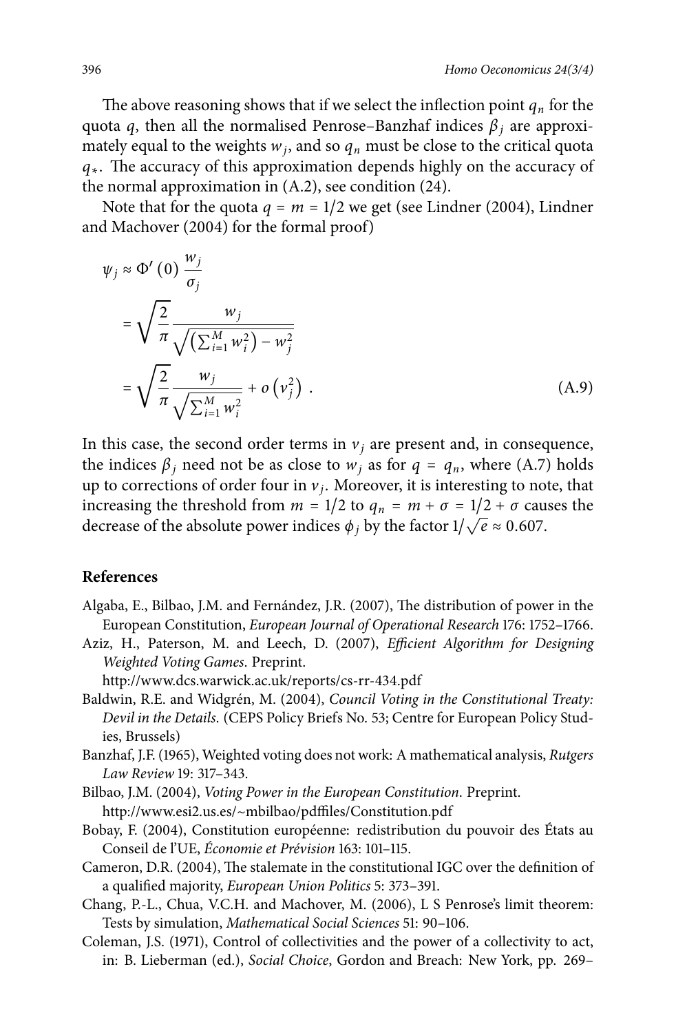The above reasoning shows that if we select the inflection point $q_n$ for the quota $q$, then all the normalised Penrose–Banzhaf indices $\beta_j$ are approximately equal to the weights $w_j$, and so $q_n$ must be close to the critical quota $q_*$. The accuracy of this approximation depends highly on the accuracy of the normal approximation in (A.2), see condition (24).

Note that for the quota $q = m = 1/2$ we get (see Lindner (2004), Lindner and Machover (2004) for the formal proof)

$$
\begin{aligned}
\psi_j &\approx \Phi'(0)\,\frac{w_j}{\sigma_j} \\
&= \sqrt{\frac{2}{\pi}}\,\frac{w_j}{\sqrt{\left(\sum_{i=1}^{M} w_i^2\right) - w_j^2}} \\
&= \sqrt{\frac{2}{\pi}}\,\frac{w_j}{\sqrt{\sum_{i=1}^{M} w_i^2}} + o\left(v_j^2\right) \; .
\end{aligned}
\tag{A.9}
$$

In this case, the second order terms in $v_j$ are present and, in consequence, the indices $\beta_j$ need not be as close to $w_j$ as for $q = q_n$, where (A.7) holds up to corrections of order four in $v_j$. Moreover, it is interesting to note, that increasing the threshold from $m = 1/2$ to $q_n = m + \sigma = 1/2 + \sigma$ causes the decrease of the absolute power indices $\phi_j$ by the factor $1/\sqrt{e} \approx 0.607$.

## References

Algaba, E., Bilbao, J.M. and Fernández, J.R. (2007), The distribution of power in the European Constitution, *European Journal of Operational Research* 176: 1752–1766.

Aziz, H., Paterson, M. and Leech, D. (2007), *Efficient Algorithm for Designing Weighted Voting Games*. Preprint. http://www.dcs.warwick.ac.uk/reports/cs-rr-434.pdf

Baldwin, R.E. and Widgrén, M. (2004), *Council Voting in the Constitutional Treaty: Devil in the Details*. (CEPS Policy Briefs No. 53; Centre for European Policy Studies, Brussels)

Banzhaf, J.F. (1965), Weighted voting does not work: A mathematical analysis, *Rutgers Law Review* 19: 317–343.

Bilbao, J.M. (2004), *Voting Power in the European Constitution*. Preprint. http://www.esi2.us.es/~mbilbao/pdffiles/Constitution.pdf

Bobay, F. (2004), Constitution européenne: redistribution du pouvoir des États au Conseil de l'UE, *Économie et Prévision* 163: 101–115.

Cameron, D.R. (2004), The stalemate in the constitutional IGC over the definition of a qualified majority, *European Union Politics* 5: 373–391.

Chang, P.-L., Chua, V.C.H. and Machover, M. (2006), L S Penrose's limit theorem: Tests by simulation, *Mathematical Social Sciences* 51: 90–106.

Coleman, J.S. (1971), Control of collectivities and the power of a collectivity to act, in: B. Lieberman (ed.), *Social Choice*, Gordon and Breach: New York, pp. 269–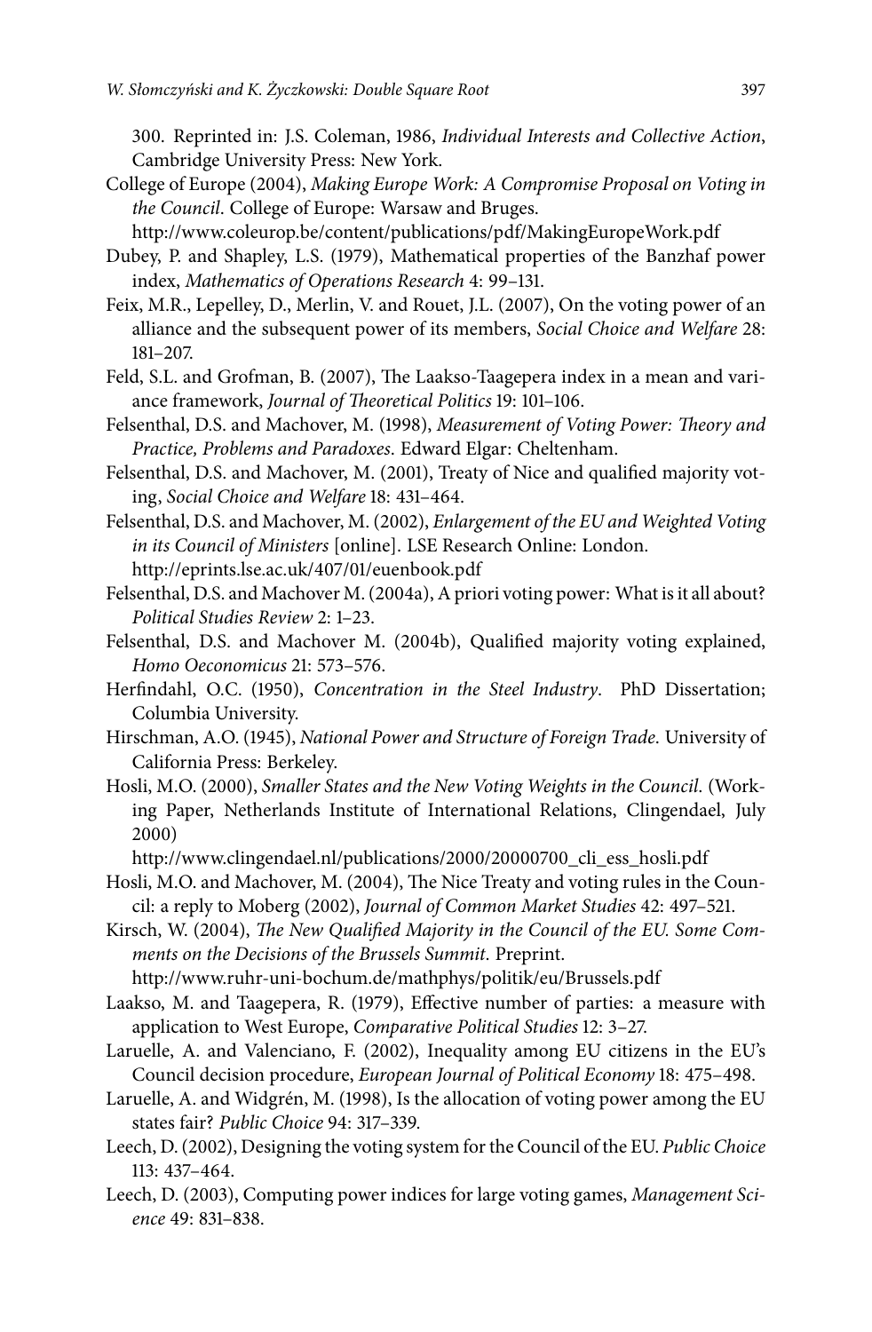300. Reprinted in: J.S. Coleman, 1986, *Individual Interests and Collective Action*, Cambridge University Press: New York.

College of Europe (2004), *Making Europe Work: A Compromise Proposal on Voting in the Council*. College of Europe: Warsaw and Bruges. http://www.coleurop.be/content/publications/pdf/MakingEuropeWork.pdf

Dubey, P. and Shapley, L.S. (1979), Mathematical properties of the Banzhaf power index, *Mathematics of Operations Research* 4: 99–131.

Feix, M.R., Lepelley, D., Merlin, V. and Rouet, J.L. (2007), On the voting power of an alliance and the subsequent power of its members, *Social Choice and Welfare* 28: 181–207.

Feld, S.L. and Grofman, B. (2007), The Laakso-Taagepera index in a mean and variance framework, *Journal of Theoretical Politics* 19: 101–106.

Felsenthal, D.S. and Machover, M. (1998), *Measurement of Voting Power: Theory and Practice, Problems and Paradoxes*. Edward Elgar: Cheltenham.

Felsenthal, D.S. and Machover, M. (2001), Treaty of Nice and qualified majority voting, *Social Choice and Welfare* 18: 431–464.

Felsenthal, D.S. and Machover, M. (2002), *Enlargement of the EU and Weighted Voting in its Council of Ministers* [online]. LSE Research Online: London. http://eprints.lse.ac.uk/407/01/euenbook.pdf

Felsenthal, D.S. and Machover M. (2004a), A priori voting power: What is it all about? *Political Studies Review* 2: 1–23.

Felsenthal, D.S. and Machover M. (2004b), Qualified majority voting explained, *Homo Oeconomicus* 21: 573–576.

Herfindahl, O.C. (1950), *Concentration in the Steel Industry*. PhD Dissertation; Columbia University.

Hirschman, A.O. (1945), *National Power and Structure of Foreign Trade*. University of California Press: Berkeley.

Hosli, M.O. (2000), *Smaller States and the New Voting Weights in the Council*. (Working Paper, Netherlands Institute of International Relations, Clingendael, July 2000)
http://www.clingendael.nl/publications/2000/20000700_cli_ess_hosli.pdf

Hosli, M.O. and Machover, M. (2004), The Nice Treaty and voting rules in the Council: a reply to Moberg (2002), *Journal of Common Market Studies* 42: 497–521.

Kirsch, W. (2004), *The New Qualified Majority in the Council of the EU. Some Comments on the Decisions of the Brussels Summit*. Preprint.
http://www.ruhr-uni-bochum.de/mathphys/politik/eu/Brussels.pdf

Laakso, M. and Taagepera, R. (1979), Effective number of parties: a measure with application to West Europe, *Comparative Political Studies* 12: 3–27.

Laruelle, A. and Valenciano, F. (2002), Inequality among EU citizens in the EU's Council decision procedure, *European Journal of Political Economy* 18: 475–498.

Laruelle, A. and Widgrén, M. (1998), Is the allocation of voting power among the EU states fair? *Public Choice* 94: 317–339.

Leech, D. (2002), Designing the voting system for the Council of the EU. *Public Choice* 113: 437–464.

Leech, D. (2003), Computing power indices for large voting games, *Management Science* 49: 831–838.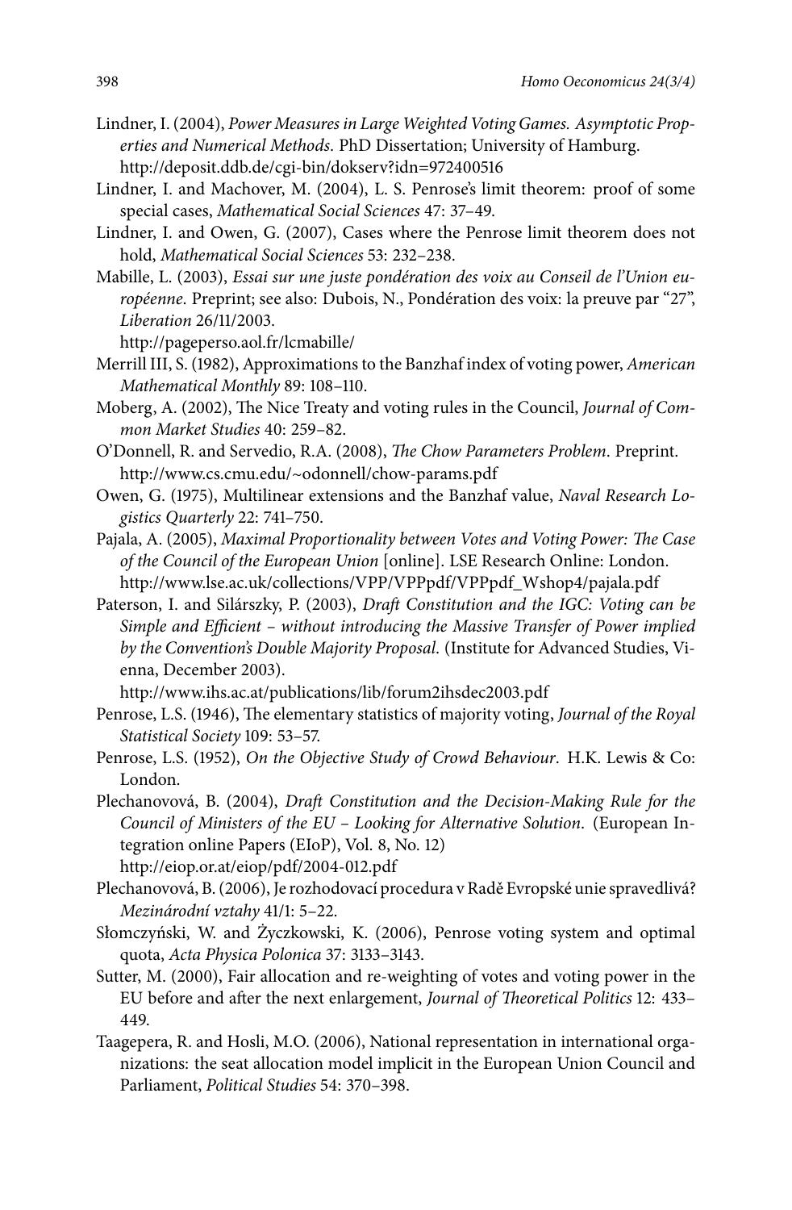Lindner, I. (2004), *Power Measures in Large Weighted Voting Games. Asymptotic Properties and Numerical Methods*. PhD Dissertation; University of Hamburg. http://deposit.ddb.de/cgi-bin/dokserv?idn=972400516

Lindner, I. and Machover, M. (2004), L. S. Penrose's limit theorem: proof of some special cases, *Mathematical Social Sciences* 47: 37–49.

Lindner, I. and Owen, G. (2007), Cases where the Penrose limit theorem does not hold, *Mathematical Social Sciences* 53: 232–238.

Mabille, L. (2003), *Essai sur une juste pondération des voix au Conseil de l'Union européenne*. Preprint; see also: Dubois, N., Pondération des voix: la preuve par "27", *Liberation* 26/11/2003.
http://pageperso.aol.fr/lcmabille/

Merrill III, S. (1982), Approximations to the Banzhaf index of voting power, *American Mathematical Monthly* 89: 108–110.

Moberg, A. (2002), The Nice Treaty and voting rules in the Council, *Journal of Common Market Studies* 40: 259–82.

O'Donnell, R. and Servedio, R.A. (2008), *The Chow Parameters Problem*. Preprint. http://www.cs.cmu.edu/~odonnell/chow-params.pdf

Owen, G. (1975), Multilinear extensions and the Banzhaf value, *Naval Research Logistics Quarterly* 22: 741–750.

Pajala, A. (2005), *Maximal Proportionality between Votes and Voting Power: The Case of the Council of the European Union* [online]. LSE Research Online: London. http://www.lse.ac.uk/collections/VPP/VPPpdf/VPPpdf_Wshop4/pajala.pdf

Paterson, I. and Silárszky, P. (2003), *Draft Constitution and the IGC: Voting can be Simple and Efficient – without introducing the Massive Transfer of Power implied by the Convention's Double Majority Proposal*. (Institute for Advanced Studies, Vienna, December 2003).
http://www.ihs.ac.at/publications/lib/forum2ihsdec2003.pdf

Penrose, L.S. (1946), The elementary statistics of majority voting, *Journal of the Royal Statistical Society* 109: 53–57.

Penrose, L.S. (1952), *On the Objective Study of Crowd Behaviour*. H.K. Lewis & Co: London.

Plechanovová, B. (2004), *Draft Constitution and the Decision-Making Rule for the Council of Ministers of the EU – Looking for Alternative Solution*. (European Integration online Papers (EIoP), Vol. 8, No. 12)
http://eiop.or.at/eiop/pdf/2004-012.pdf

Plechanovová, B. (2006), Je rozhodovací procedura v Radě Evropské unie spravedlivá? *Mezinárodní vztahy* 41/1: 5–22.

Słomczyński, W. and Życzkowski, K. (2006), Penrose voting system and optimal quota, *Acta Physica Polonica* 37: 3133–3143.

Sutter, M. (2000), Fair allocation and re-weighting of votes and voting power in the EU before and after the next enlargement, *Journal of Theoretical Politics* 12: 433–449.

Taagepera, R. and Hosli, M.O. (2006), National representation in international organizations: the seat allocation model implicit in the European Union Council and Parliament, *Political Studies* 54: 370–398.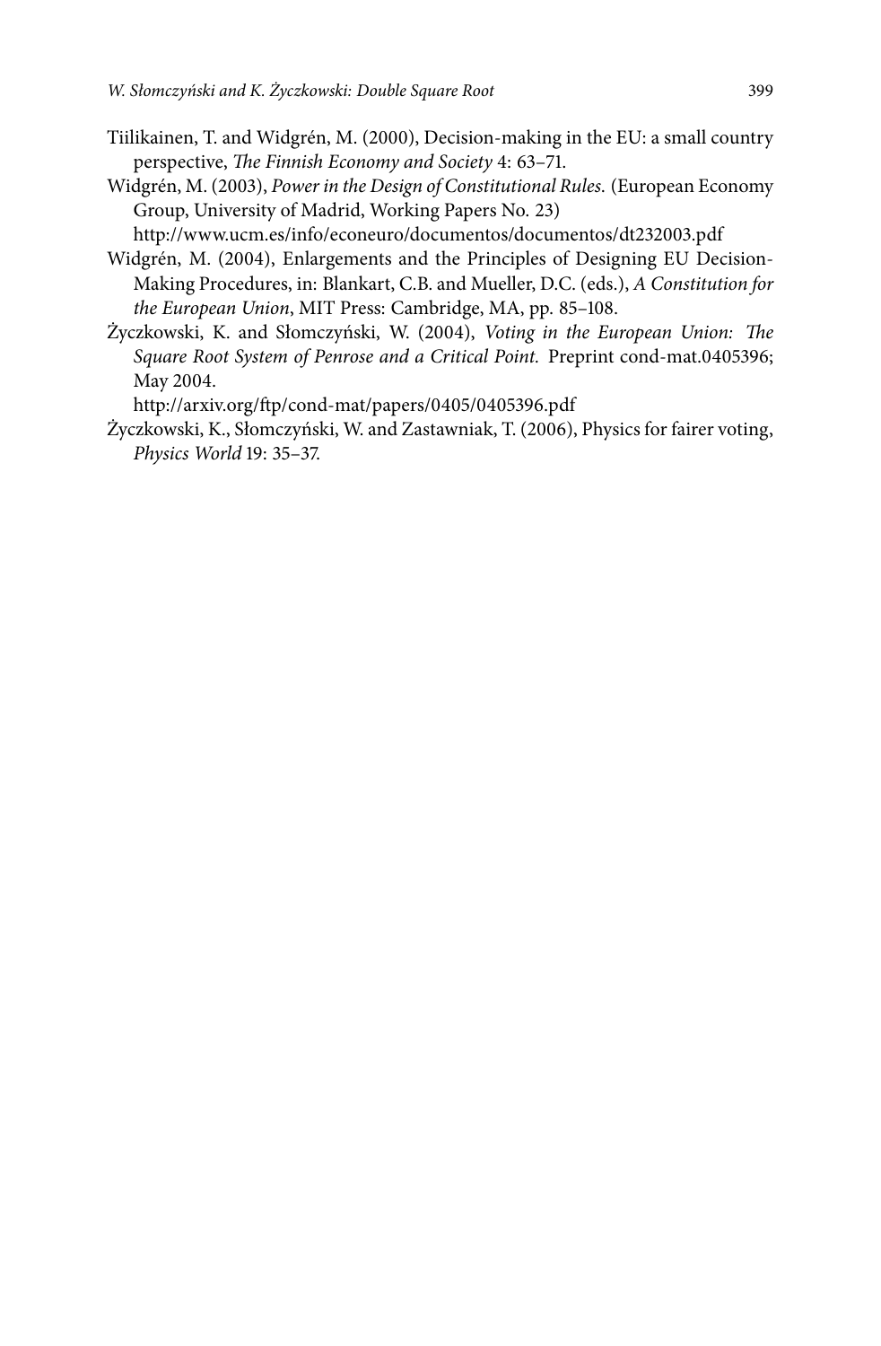Tiilikainen, T. and Widgrén, M. (2000), Decision-making in the EU: a small country perspective, *The Finnish Economy and Society* 4: 63–71.

Widgrén, M. (2003), *Power in the Design of Constitutional Rules.* (European Economy Group, University of Madrid, Working Papers No. 23) http://www.ucm.es/info/econeuro/documentos/documentos/dt232003.pdf

Widgrén, M. (2004), Enlargements and the Principles of Designing EU Decision-Making Procedures, in: Blankart, C.B. and Mueller, D.C. (eds.), *A Constitution for the European Union*, MIT Press: Cambridge, MA, pp. 85–108.

Życzkowski, K. and Słomczyński, W. (2004), *Voting in the European Union: The Square Root System of Penrose and a Critical Point.* Preprint cond-mat.0405396; May 2004.
http://arxiv.org/ftp/cond-mat/papers/0405/0405396.pdf

Życzkowski, K., Słomczyński, W. and Zastawniak, T. (2006), Physics for fairer voting, *Physics World* 19: 35–37.